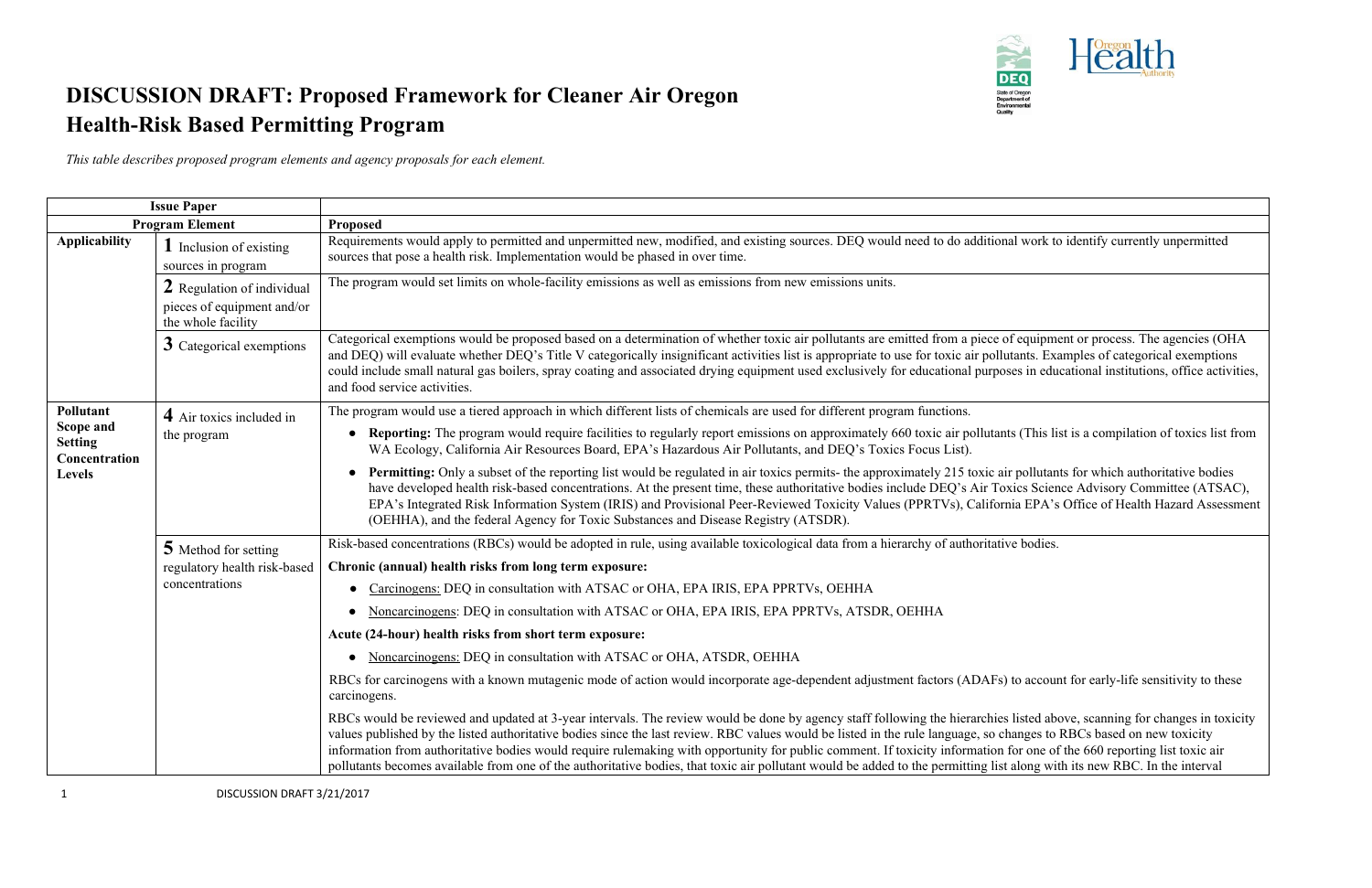# DISCUSSION DRAFT: Proposed Framework for Cleaner Air Oregon Health-Risk Based Permitting Program

*This table describes proposed program elements and agency proposals for each element.*

| Issue Paper | | |
|---|---|---|
| **Program Element** | | **Proposed** |
| **Applicability** | **1** Inclusion of existing sources in program | Requirements would apply to permitted and unpermitted new, modified, and existing sources. DEQ would need to do additional work to identify currently unpermitted sources that pose a health risk. Implementation would be phased in over time. |
| | **2** Regulation of individual pieces of equipment and/or the whole facility | The program would set limits on whole-facility emissions as well as emissions from new emissions units. |
| | **3** Categorical exemptions | Categorical exemptions would be proposed based on a determination of whether toxic air pollutants are emitted from a piece of equipment or process. The agencies (OHA and DEQ) will evaluate whether DEQ's Title V categorically insignificant activities list is appropriate to use for toxic air pollutants. Examples of categorical exemptions could include small natural gas boilers, spray coating and associated drying equipment used exclusively for educational purposes in educational institutions, office activities, and food service activities. |
| **Pollutant Scope and Setting Concentration Levels** | **4** Air toxics included in the program | The program would use a tiered approach in which different lists of chemicals are used for different program functions.<br>• **Reporting:** The program would require facilities to regularly report emissions on approximately 660 toxic air pollutants (This list is a compilation of toxics list from WA Ecology, California Air Resources Board, EPA's Hazardous Air Pollutants, and DEQ's Toxics Focus List).<br>• **Permitting:** Only a subset of the reporting list would be regulated in air toxics permits- the approximately 215 toxic air pollutants for which authoritative bodies have developed health risk-based concentrations. At the present time, these authoritative bodies include DEQ's Air Toxics Science Advisory Committee (ATSAC), EPA's Integrated Risk Information System (IRIS) and Provisional Peer-Reviewed Toxicity Values (PPRTVs), California EPA's Office of Health Hazard Assessment (OEHHA), and the federal Agency for Toxic Substances and Disease Registry (ATSDR). |
| | **5** Method for setting regulatory health risk-based concentrations | Risk-based concentrations (RBCs) would be adopted in rule, using available toxicological data from a hierarchy of authoritative bodies.<br>**Chronic (annual) health risks from long term exposure:**<br>• <u>Carcinogens:</u> DEQ in consultation with ATSAC or OHA, EPA IRIS, EPA PPRTVs, OEHHA<br>• <u>Noncarcinogens</u>: DEQ in consultation with ATSAC or OHA, EPA IRIS, EPA PPRTVs, ATSDR, OEHHA<br>**Acute (24-hour) health risks from short term exposure:**<br>• <u>Noncarcinogens:</u> DEQ in consultation with ATSAC or OHA, ATSDR, OEHHA<br>RBCs for carcinogens with a known mutagenic mode of action would incorporate age-dependent adjustment factors (ADAFs) to account for early-life sensitivity to these carcinogens.<br>RBCs would be reviewed and updated at 3-year intervals. The review would be done by agency staff following the hierarchies listed above, scanning for changes in toxicity values published by the listed authoritative bodies since the last review. RBC values would be listed in the rule language, so changes to RBCs based on new toxicity information from authoritative bodies would require rulemaking with opportunity for public comment. If toxicity information for one of the 660 reporting list toxic air pollutants becomes available from one of the authoritative bodies, that toxic air pollutant would be added to the permitting list along with its new RBC. In the interval |

DISCUSSION DRAFT 3/21/2017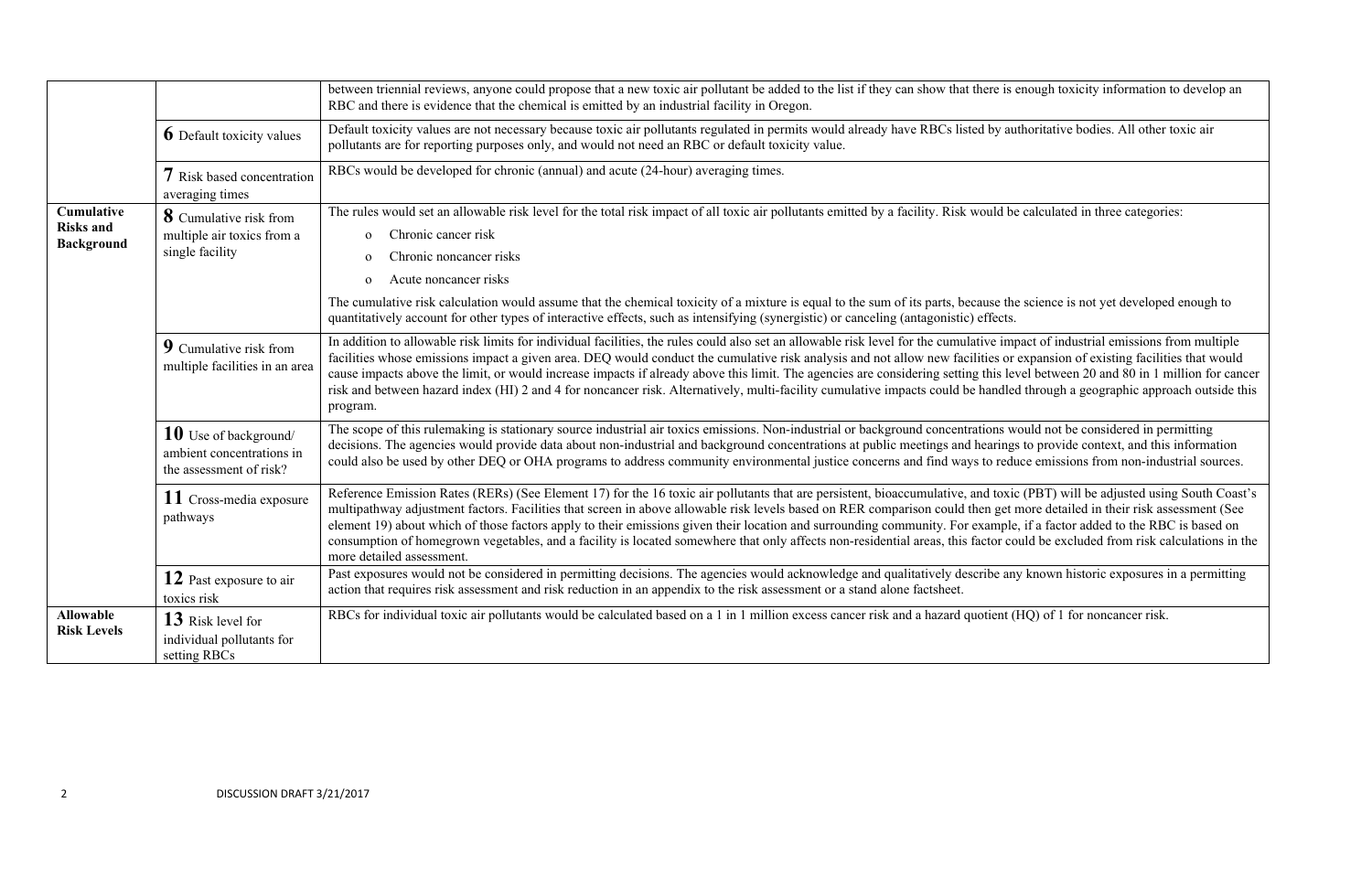| | | |
|---|---|---|
| | | between triennial reviews, anyone could propose that a new toxic air pollutant be added to the list if they can show that there is enough toxicity information to develop an RBC and there is evidence that the chemical is emitted by an industrial facility in Oregon. |
| | **6** Default toxicity values | Default toxicity values are not necessary because toxic air pollutants regulated in permits would already have RBCs listed by authoritative bodies. All other toxic air pollutants are for reporting purposes only, and would not need an RBC or default toxicity value. |
| | **7** Risk based concentration averaging times | RBCs would be developed for chronic (annual) and acute (24-hour) averaging times. |
| **Cumulative Risks and Background** | **8** Cumulative risk from multiple air toxics from a single facility | The rules would set an allowable risk level for the total risk impact of all toxic air pollutants emitted by a facility. Risk would be calculated in three categories:<br>o Chronic cancer risk<br>o Chronic noncancer risks<br>o Acute noncancer risks<br><br>The cumulative risk calculation would assume that the chemical toxicity of a mixture is equal to the sum of its parts, because the science is not yet developed enough to quantitatively account for other types of interactive effects, such as intensifying (synergistic) or canceling (antagonistic) effects. |
| | **9** Cumulative risk from multiple facilities in an area | In addition to allowable risk limits for individual facilities, the rules could also set an allowable risk level for the cumulative impact of industrial emissions from multiple facilities whose emissions impact a given area. DEQ would conduct the cumulative risk analysis and not allow new facilities or expansion of existing facilities that would cause impacts above the limit, or would increase impacts if already above this limit. The agencies are considering setting this level between 20 and 80 in 1 million for cancer risk and between hazard index (HI) 2 and 4 for noncancer risk. Alternatively, multi-facility cumulative impacts could be handled through a geographic approach outside this program. |
| | **10** Use of background/ ambient concentrations in the assessment of risk? | The scope of this rulemaking is stationary source industrial air toxics emissions. Non-industrial or background concentrations would not be considered in permitting decisions. The agencies would provide data about non-industrial and background concentrations at public meetings and hearings to provide context, and this information could also be used by other DEQ or OHA programs to address community environmental justice concerns and find ways to reduce emissions from non-industrial sources. |
| | **11** Cross-media exposure pathways | Reference Emission Rates (RERs) (See Element 17) for the 16 toxic air pollutants that are persistent, bioaccumulative, and toxic (PBT) will be adjusted using South Coast's multipathway adjustment factors. Facilities that screen in above allowable risk levels based on RER comparison could then get more detailed in their risk assessment (See element 19) about which of those factors apply to their emissions given their location and surrounding community. For example, if a factor added to the RBC is based on consumption of homegrown vegetables, and a facility is located somewhere that only affects non-residential areas, this factor could be excluded from risk calculations in the more detailed assessment. |
| | **12** Past exposure to air toxics risk | Past exposures would not be considered in permitting decisions. The agencies would acknowledge and qualitatively describe any known historic exposures in a permitting action that requires risk assessment and risk reduction in an appendix to the risk assessment or a stand alone factsheet. |
| **Allowable Risk Levels** | **13** Risk level for individual pollutants for setting RBCs | RBCs for individual toxic air pollutants would be calculated based on a 1 in 1 million excess cancer risk and a hazard quotient (HQ) of 1 for noncancer risk. |

DISCUSSION DRAFT 3/21/2017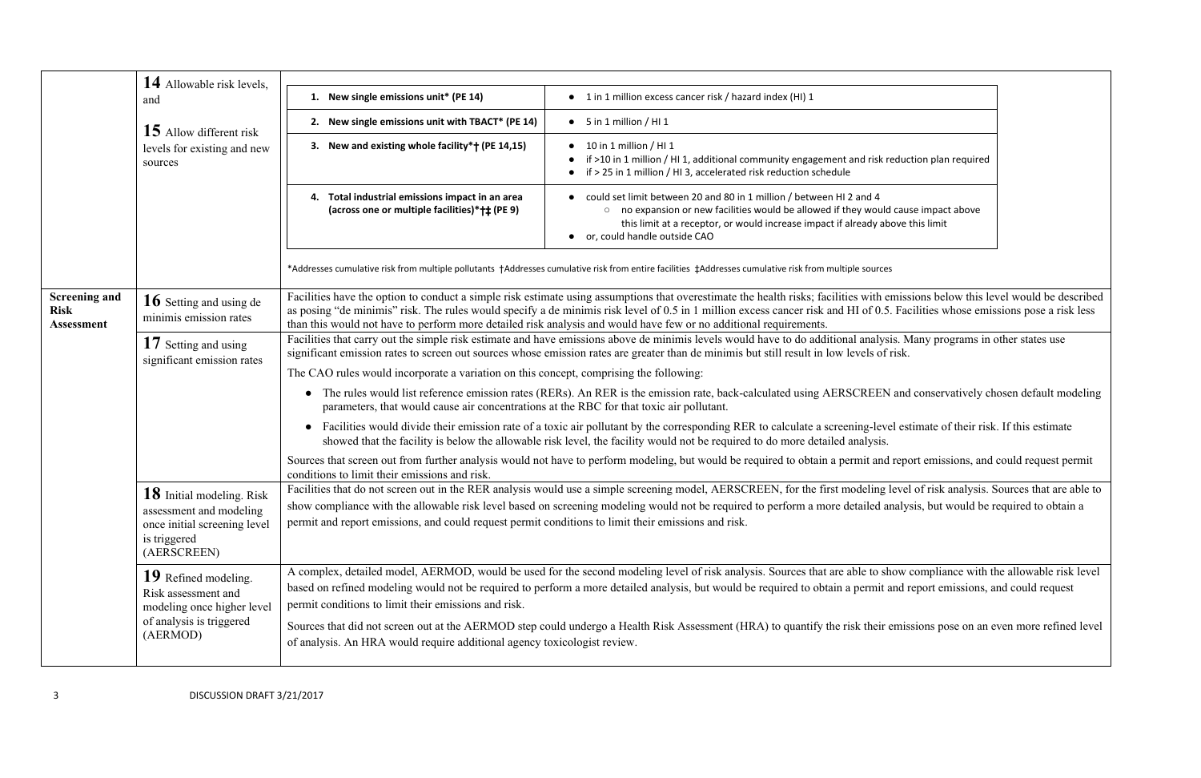| | | |
|---|---|---|
| | **14** Allowable risk levels, and<br><br>**15** Allow different risk levels for existing and new sources | <table><tr><td>**1. New single emissions unit* (PE 14)**</td><td>• 1 in 1 million excess cancer risk / hazard index (HI) 1</td></tr><tr><td>**2. New single emissions unit with TBACT* (PE 14)**</td><td>• 5 in 1 million / HI 1</td></tr><tr><td>**3. New and existing whole facility*† (PE 14,15)**</td><td>• 10 in 1 million / HI 1<br>• if >10 in 1 million / HI 1, additional community engagement and risk reduction plan required<br>• if > 25 in 1 million / HI 3, accelerated risk reduction schedule</td></tr><tr><td>**4. Total industrial emissions impact in an area (across one or multiple facilities)*†‡ (PE 9)**</td><td>• could set limit between 20 and 80 in 1 million / between HI 2 and 4<br>○ no expansion or new facilities would be allowed if they would cause impact above this limit at a receptor, or would increase impact if already above this limit<br>• or, could handle outside CAO</td></tr></table><br>*Addresses cumulative risk from multiple pollutants †Addresses cumulative risk from entire facilities ‡Addresses cumulative risk from multiple sources |
| **Screening and Risk Assessment** | **16** Setting and using de minimis emission rates | Facilities have the option to conduct a simple risk estimate using assumptions that overestimate the health risks; facilities with emissions below this level would be described as posing "de minimis" risk. The rules would specify a de minimis risk level of 0.5 in 1 million excess cancer risk and HI of 0.5. Facilities whose emissions pose a risk less than this would not have to perform more detailed risk analysis and would have few or no additional requirements. |
| | **17** Setting and using significant emission rates | Facilities that carry out the simple risk estimate and have emissions above de minimis levels would have to do additional analysis. Many programs in other states use significant emission rates to screen out sources whose emission rates are greater than de minimis but still result in low levels of risk.<br><br>The CAO rules would incorporate a variation on this concept, comprising the following:<br><br>• The rules would list reference emission rates (RERs). An RER is the emission rate, back-calculated using AERSCREEN and conservatively chosen default modeling parameters, that would cause air concentrations at the RBC for that toxic air pollutant.<br>• Facilities would divide their emission rate of a toxic air pollutant by the corresponding RER to calculate a screening-level estimate of their risk. If this estimate showed that the facility is below the allowable risk level, the facility would not be required to do more detailed analysis.<br><br>Sources that screen out from further analysis would not have to perform modeling, but would be required to obtain a permit and report emissions, and could request permit conditions to limit their emissions and risk. |
| | **18** Initial modeling. Risk assessment and modeling once initial screening level is triggered (AERSCREEN) | Facilities that do not screen out in the RER analysis would use a simple screening model, AERSCREEN, for the first modeling level of risk analysis. Sources that are able to show compliance with the allowable risk level based on screening modeling would not be required to perform a more detailed analysis, but would be required to obtain a permit and report emissions, and could request permit conditions to limit their emissions and risk. |
| | **19** Refined modeling. Risk assessment and modeling once higher level of analysis is triggered (AERMOD) | A complex, detailed model, AERMOD, would be used for the second modeling level of risk analysis. Sources that are able to show compliance with the allowable risk level based on refined modeling would not be required to perform a more detailed analysis, but would be required to obtain a permit and report emissions, and could request permit conditions to limit their emissions and risk.<br><br>Sources that did not screen out at the AERMOD step could undergo a Health Risk Assessment (HRA) to quantify the risk their emissions pose on an even more refined level of analysis. An HRA would require additional agency toxicologist review. |

DISCUSSION DRAFT 3/21/2017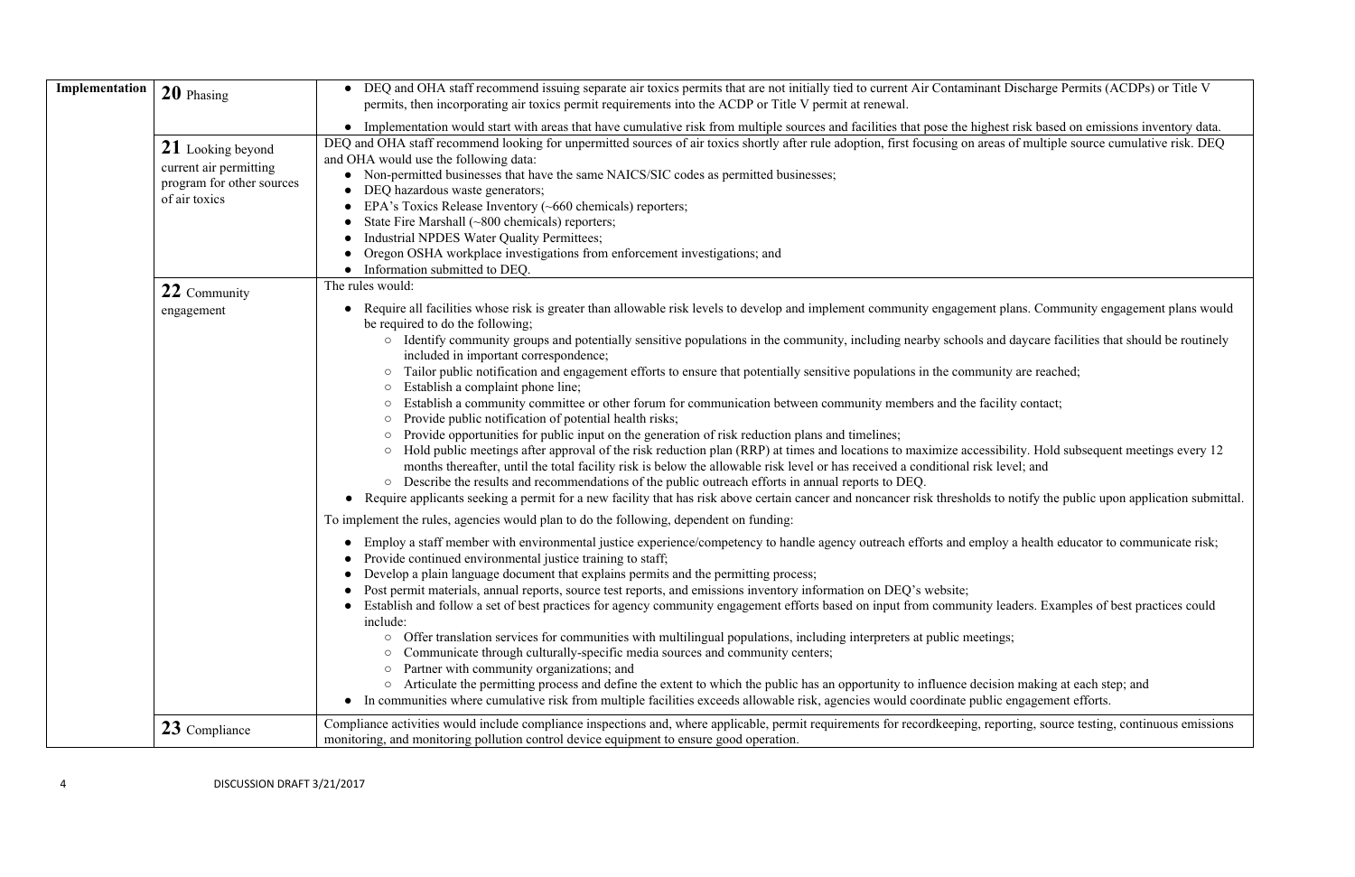| | | |
|---|---|---|
| **Implementation** | **20** Phasing | • DEQ and OHA staff recommend issuing separate air toxics permits that are not initially tied to current Air Contaminant Discharge Permits (ACDPs) or Title V permits, then incorporating air toxics permit requirements into the ACDP or Title V permit at renewal.<br>• Implementation would start with areas that have cumulative risk from multiple sources and facilities that pose the highest risk based on emissions inventory data. |
| | **21** Looking beyond current air permitting program for other sources of air toxics | DEQ and OHA staff recommend looking for unpermitted sources of air toxics shortly after rule adoption, first focusing on areas of multiple source cumulative risk. DEQ and OHA would use the following data:<br>• Non-permitted businesses that have the same NAICS/SIC codes as permitted businesses;<br>• DEQ hazardous waste generators;<br>• EPA's Toxics Release Inventory (~660 chemicals) reporters;<br>• State Fire Marshall (~800 chemicals) reporters;<br>• Industrial NPDES Water Quality Permittees;<br>• Oregon OSHA workplace investigations from enforcement investigations; and<br>• Information submitted to DEQ. |
| | **22** Community engagement | The rules would:<br>• Require all facilities whose risk is greater than allowable risk levels to develop and implement community engagement plans. Community engagement plans would be required to do the following;<br>&nbsp;&nbsp;○ Identify community groups and potentially sensitive populations in the community, including nearby schools and daycare facilities that should be routinely included in important correspondence;<br>&nbsp;&nbsp;○ Tailor public notification and engagement efforts to ensure that potentially sensitive populations in the community are reached;<br>&nbsp;&nbsp;○ Establish a complaint phone line;<br>&nbsp;&nbsp;○ Establish a community committee or other forum for communication between community members and the facility contact;<br>&nbsp;&nbsp;○ Provide public notification of potential health risks;<br>&nbsp;&nbsp;○ Provide opportunities for public input on the generation of risk reduction plans and timelines;<br>&nbsp;&nbsp;○ Hold public meetings after approval of the risk reduction plan (RRP) at times and locations to maximize accessibility. Hold subsequent meetings every 12 months thereafter, until the total facility risk is below the allowable risk level or has received a conditional risk level; and<br>&nbsp;&nbsp;○ Describe the results and recommendations of the public outreach efforts in annual reports to DEQ.<br>• Require applicants seeking a permit for a new facility that has risk above certain cancer and noncancer risk thresholds to notify the public upon application submittal.<br><br>To implement the rules, agencies would plan to do the following, dependent on funding:<br>• Employ a staff member with environmental justice experience/competency to handle agency outreach efforts and employ a health educator to communicate risk;<br>• Provide continued environmental justice training to staff;<br>• Develop a plain language document that explains permits and the permitting process;<br>• Post permit materials, annual reports, source test reports, and emissions inventory information on DEQ's website;<br>• Establish and follow a set of best practices for agency community engagement efforts based on input from community leaders. Examples of best practices could include:<br>&nbsp;&nbsp;○ Offer translation services for communities with multilingual populations, including interpreters at public meetings;<br>&nbsp;&nbsp;○ Communicate through culturally-specific media sources and community centers;<br>&nbsp;&nbsp;○ Partner with community organizations; and<br>&nbsp;&nbsp;○ Articulate the permitting process and define the extent to which the public has an opportunity to influence decision making at each step; and<br>• In communities where cumulative risk from multiple facilities exceeds allowable risk, agencies would coordinate public engagement efforts. |
| | **23** Compliance | Compliance activities would include compliance inspections and, where applicable, permit requirements for recordkeeping, reporting, source testing, continuous emissions monitoring, and monitoring pollution control device equipment to ensure good operation. |

DISCUSSION DRAFT 3/21/2017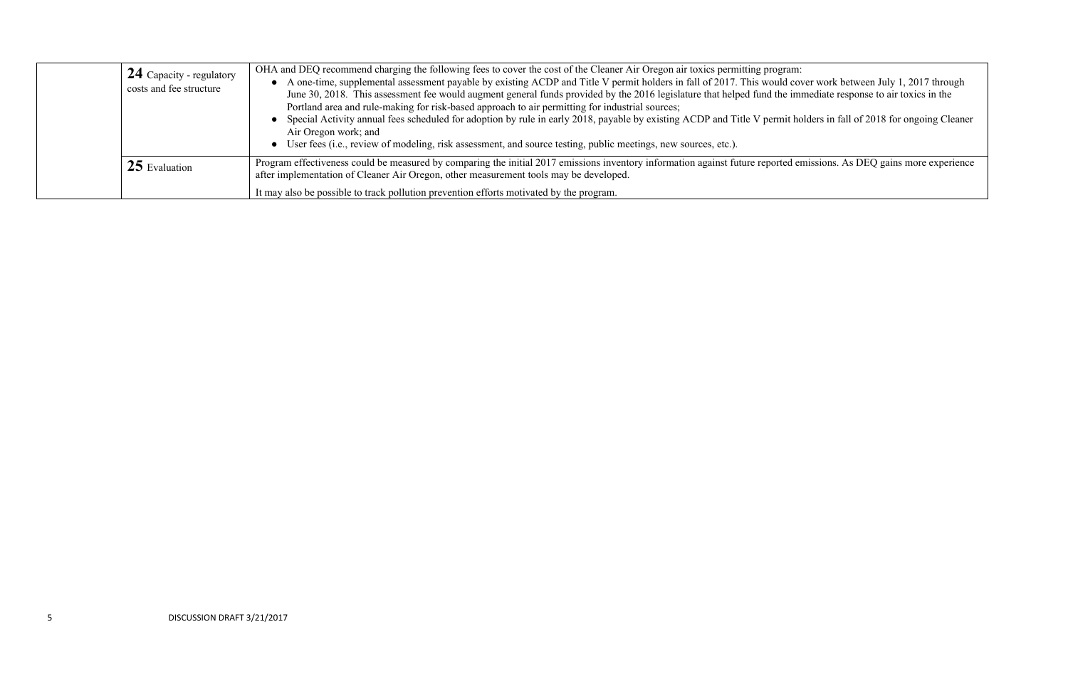| | | |
|---|---|---|
| | **24** Capacity - regulatory costs and fee structure | OHA and DEQ recommend charging the following fees to cover the cost of the Cleaner Air Oregon air toxics permitting program:<br>• A one-time, supplemental assessment payable by existing ACDP and Title V permit holders in fall of 2017. This would cover work between July 1, 2017 through June 30, 2018. This assessment fee would augment general funds provided by the 2016 legislature that helped fund the immediate response to air toxics in the Portland area and rule-making for risk-based approach to air permitting for industrial sources;<br>• Special Activity annual fees scheduled for adoption by rule in early 2018, payable by existing ACDP and Title V permit holders in fall of 2018 for ongoing Cleaner Air Oregon work; and<br>• User fees (i.e., review of modeling, risk assessment, and source testing, public meetings, new sources, etc.). |
| | **25** Evaluation | Program effectiveness could be measured by comparing the initial 2017 emissions inventory information against future reported emissions. As DEQ gains more experience after implementation of Cleaner Air Oregon, other measurement tools may be developed.<br><br>It may also be possible to track pollution prevention efforts motivated by the program. |

DISCUSSION DRAFT 3/21/2017